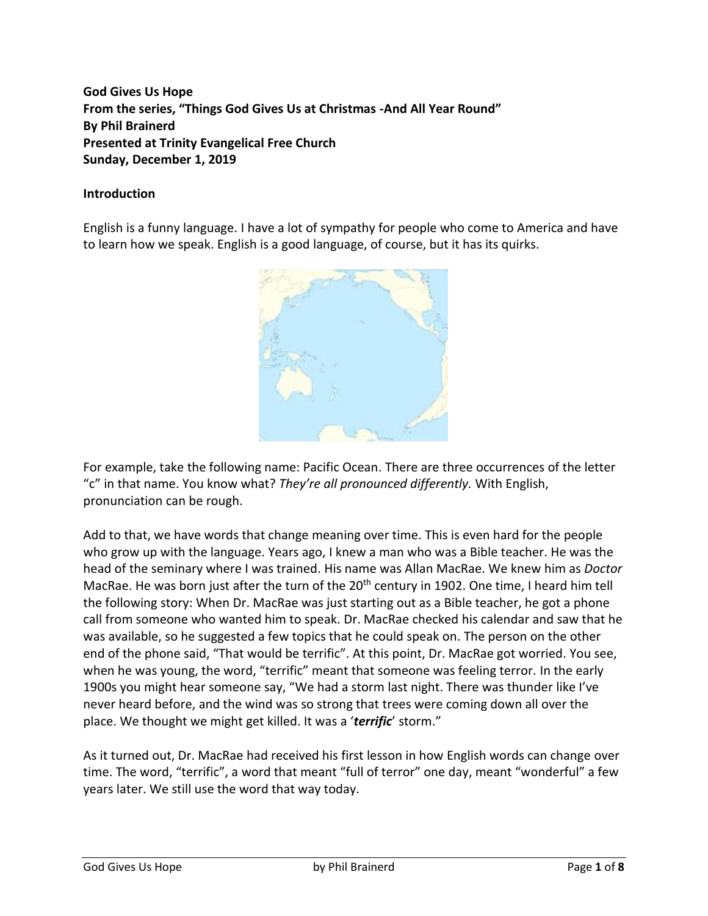**God Gives Us Hope**
**From the series, "Things God Gives Us at Christmas -And All Year Round"**
**By Phil Brainerd**
**Presented at Trinity Evangelical Free Church**
**Sunday, December 1, 2019**

## Introduction

English is a funny language. I have a lot of sympathy for people who come to America and have to learn how we speak. English is a good language, of course, but it has its quirks.

For example, take the following name: Pacific Ocean. There are three occurrences of the letter "c" in that name. You know what? *They're all pronounced differently.* With English, pronunciation can be rough.

Add to that, we have words that change meaning over time. This is even hard for the people who grow up with the language. Years ago, I knew a man who was a Bible teacher. He was the head of the seminary where I was trained. His name was Allan MacRae. We knew him as *Doctor* MacRae. He was born just after the turn of the 20th century in 1902. One time, I heard him tell the following story: When Dr. MacRae was just starting out as a Bible teacher, he got a phone call from someone who wanted him to speak. Dr. MacRae checked his calendar and saw that he was available, so he suggested a few topics that he could speak on. The person on the other end of the phone said, "That would be terrific". At this point, Dr. MacRae got worried. You see, when he was young, the word, "terrific" meant that someone was feeling terror. In the early 1900s you might hear someone say, "We had a storm last night. There was thunder like I've never heard before, and the wind was so strong that trees were coming down all over the place. We thought we might get killed. It was a '***terrific***' storm."

As it turned out, Dr. MacRae had received his first lesson in how English words can change over time. The word, "terrific", a word that meant "full of terror" one day, meant "wonderful" a few years later. We still use the word that way today.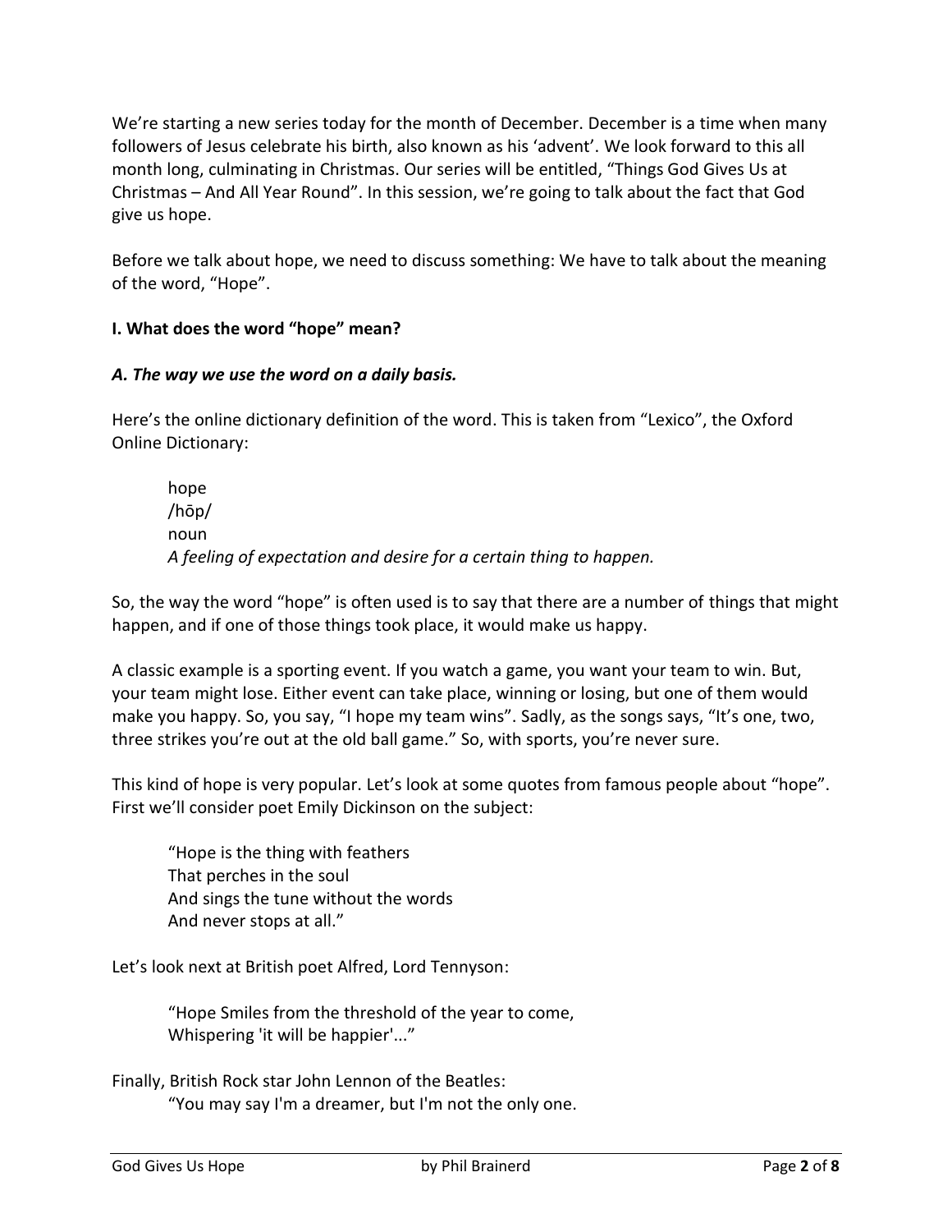We're starting a new series today for the month of December. December is a time when many followers of Jesus celebrate his birth, also known as his 'advent'. We look forward to this all month long, culminating in Christmas. Our series will be entitled, "Things God Gives Us at Christmas – And All Year Round". In this session, we're going to talk about the fact that God give us hope.

Before we talk about hope, we need to discuss something: We have to talk about the meaning of the word, "Hope".

### I. What does the word "hope" mean?

#### *A. The way we use the word on a daily basis.*

Here's the online dictionary definition of the word. This is taken from "Lexico", the Oxford Online Dictionary:

> hope
> /hōp/
> noun
> *A feeling of expectation and desire for a certain thing to happen.*

So, the way the word "hope" is often used is to say that there are a number of things that might happen, and if one of those things took place, it would make us happy.

A classic example is a sporting event. If you watch a game, you want your team to win. But, your team might lose. Either event can take place, winning or losing, but one of them would make you happy. So, you say, "I hope my team wins". Sadly, as the songs says, "It's one, two, three strikes you're out at the old ball game." So, with sports, you're never sure.

This kind of hope is very popular. Let's look at some quotes from famous people about "hope". First we'll consider poet Emily Dickinson on the subject:

> "Hope is the thing with feathers
> That perches in the soul
> And sings the tune without the words
> And never stops at all."

Let's look next at British poet Alfred, Lord Tennyson:

> "Hope Smiles from the threshold of the year to come,
> Whispering 'it will be happier'..."

Finally, British Rock star John Lennon of the Beatles:

> "You may say I'm a dreamer, but I'm not the only one.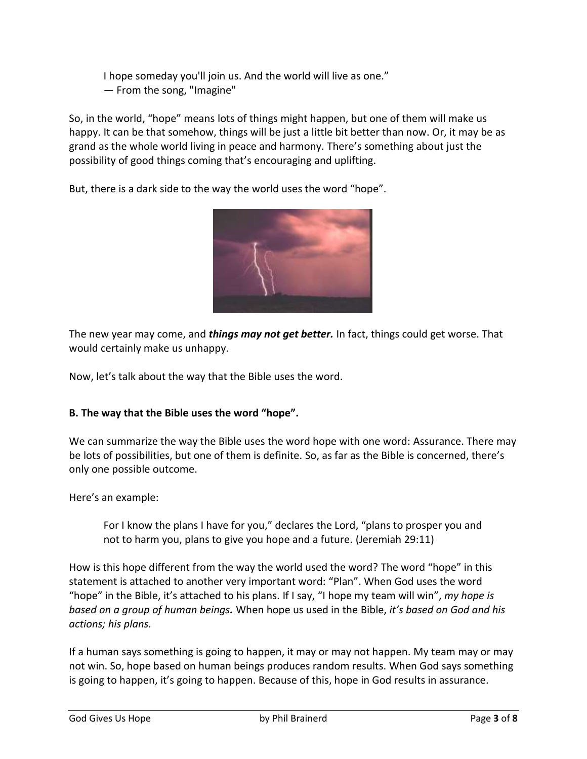> I hope someday you'll join us. And the world will live as one."
> — From the song, "Imagine"

So, in the world, "hope" means lots of things might happen, but one of them will make us happy. It can be that somehow, things will be just a little bit better than now. Or, it may be as grand as the whole world living in peace and harmony. There's something about just the possibility of good things coming that's encouraging and uplifting.

But, there is a dark side to the way the world uses the word "hope".

The new year may come, and ***things may not get better.*** In fact, things could get worse. That would certainly make us unhappy.

Now, let's talk about the way that the Bible uses the word.

**B. The way that the Bible uses the word "hope".**

We can summarize the way the Bible uses the word hope with one word: Assurance. There may be lots of possibilities, but one of them is definite. So, as far as the Bible is concerned, there's only one possible outcome.

Here's an example:

> For I know the plans I have for you," declares the Lord, "plans to prosper you and not to harm you, plans to give you hope and a future. (Jeremiah 29:11)

How is this hope different from the way the world used the word? The word "hope" in this statement is attached to another very important word: "Plan". When God uses the word "hope" in the Bible, it's attached to his plans. If I say, "I hope my team will win", *my hope is based on a group of human beings.* When hope us used in the Bible, *it's based on God and his actions; his plans.*

If a human says something is going to happen, it may or may not happen. My team may or may not win. So, hope based on human beings produces random results. When God says something is going to happen, it's going to happen. Because of this, hope in God results in assurance.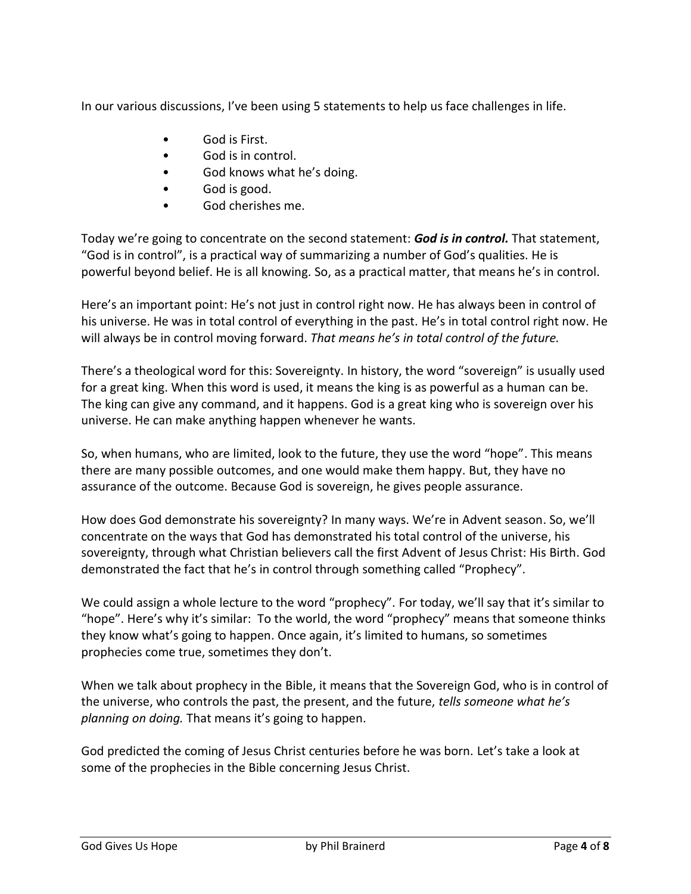In our various discussions, I've been using 5 statements to help us face challenges in life.

- God is First.
- God is in control.
- God knows what he's doing.
- God is good.
- God cherishes me.

Today we're going to concentrate on the second statement: ***God is in control.*** That statement, "God is in control", is a practical way of summarizing a number of God's qualities. He is powerful beyond belief. He is all knowing. So, as a practical matter, that means he's in control.

Here's an important point: He's not just in control right now. He has always been in control of his universe. He was in total control of everything in the past. He's in total control right now. He will always be in control moving forward. *That means he's in total control of the future.*

There's a theological word for this: Sovereignty. In history, the word "sovereign" is usually used for a great king. When this word is used, it means the king is as powerful as a human can be. The king can give any command, and it happens. God is a great king who is sovereign over his universe. He can make anything happen whenever he wants.

So, when humans, who are limited, look to the future, they use the word "hope". This means there are many possible outcomes, and one would make them happy. But, they have no assurance of the outcome. Because God is sovereign, he gives people assurance.

How does God demonstrate his sovereignty? In many ways. We're in Advent season. So, we'll concentrate on the ways that God has demonstrated his total control of the universe, his sovereignty, through what Christian believers call the first Advent of Jesus Christ: His Birth. God demonstrated the fact that he's in control through something called "Prophecy".

We could assign a whole lecture to the word "prophecy". For today, we'll say that it's similar to "hope". Here's why it's similar: To the world, the word "prophecy" means that someone thinks they know what's going to happen. Once again, it's limited to humans, so sometimes prophecies come true, sometimes they don't.

When we talk about prophecy in the Bible, it means that the Sovereign God, who is in control of the universe, who controls the past, the present, and the future, *tells someone what he's planning on doing.* That means it's going to happen.

God predicted the coming of Jesus Christ centuries before he was born. Let's take a look at some of the prophecies in the Bible concerning Jesus Christ.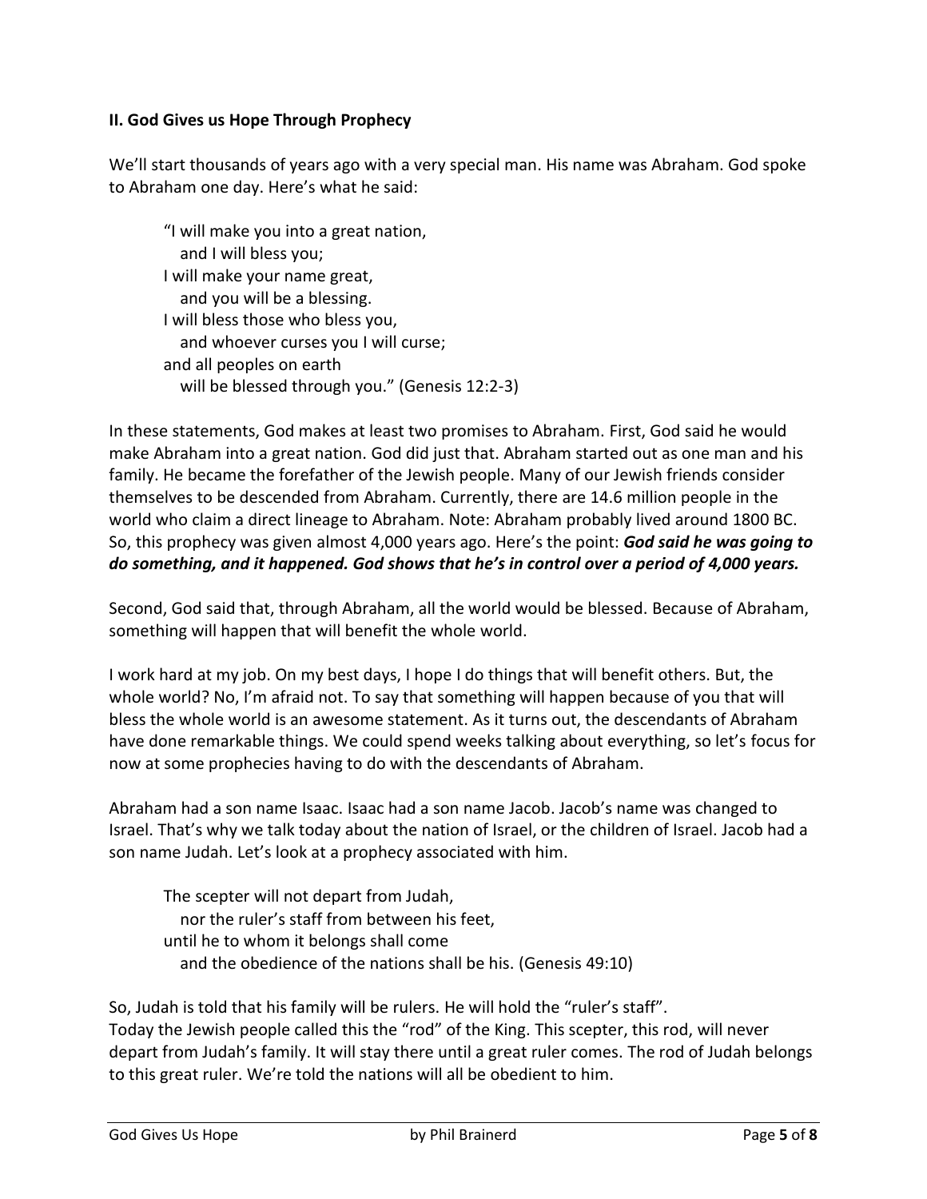**II. God Gives us Hope Through Prophecy**

We'll start thousands of years ago with a very special man. His name was Abraham. God spoke to Abraham one day. Here's what he said:

> "I will make you into a great nation,
>   and I will bless you;
> I will make your name great,
>   and you will be a blessing.
> I will bless those who bless you,
>   and whoever curses you I will curse;
> and all peoples on earth
>   will be blessed through you." (Genesis 12:2-3)

In these statements, God makes at least two promises to Abraham. First, God said he would make Abraham into a great nation. God did just that. Abraham started out as one man and his family. He became the forefather of the Jewish people. Many of our Jewish friends consider themselves to be descended from Abraham. Currently, there are 14.6 million people in the world who claim a direct lineage to Abraham. Note: Abraham probably lived around 1800 BC. So, this prophecy was given almost 4,000 years ago. Here's the point: ***God said he was going to do something, and it happened. God shows that he's in control over a period of 4,000 years.***

Second, God said that, through Abraham, all the world would be blessed. Because of Abraham, something will happen that will benefit the whole world.

I work hard at my job. On my best days, I hope I do things that will benefit others. But, the whole world? No, I'm afraid not. To say that something will happen because of you that will bless the whole world is an awesome statement. As it turns out, the descendants of Abraham have done remarkable things. We could spend weeks talking about everything, so let's focus for now at some prophecies having to do with the descendants of Abraham.

Abraham had a son name Isaac. Isaac had a son name Jacob. Jacob's name was changed to Israel. That's why we talk today about the nation of Israel, or the children of Israel. Jacob had a son name Judah. Let's look at a prophecy associated with him.

> The scepter will not depart from Judah,
>   nor the ruler's staff from between his feet,
> until he to whom it belongs shall come
>   and the obedience of the nations shall be his. (Genesis 49:10)

So, Judah is told that his family will be rulers. He will hold the "ruler's staff".
Today the Jewish people called this the "rod" of the King. This scepter, this rod, will never depart from Judah's family. It will stay there until a great ruler comes. The rod of Judah belongs to this great ruler. We're told the nations will all be obedient to him.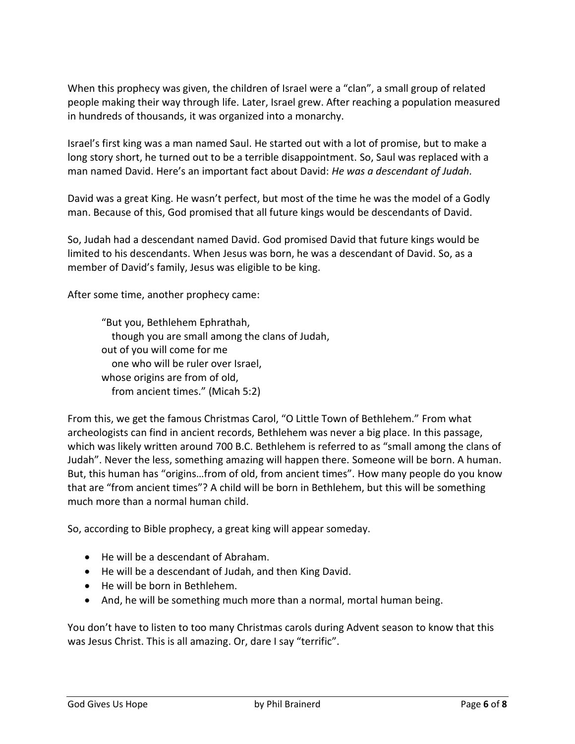When this prophecy was given, the children of Israel were a "clan", a small group of related people making their way through life. Later, Israel grew. After reaching a population measured in hundreds of thousands, it was organized into a monarchy.

Israel's first king was a man named Saul. He started out with a lot of promise, but to make a long story short, he turned out to be a terrible disappointment. So, Saul was replaced with a man named David. Here's an important fact about David: *He was a descendant of Judah*.

David was a great King. He wasn't perfect, but most of the time he was the model of a Godly man. Because of this, God promised that all future kings would be descendants of David.

So, Judah had a descendant named David. God promised David that future kings would be limited to his descendants. When Jesus was born, he was a descendant of David. So, as a member of David's family, Jesus was eligible to be king.

After some time, another prophecy came:

> "But you, Bethlehem Ephrathah,
> &nbsp;&nbsp;&nbsp;though you are small among the clans of Judah,
> out of you will come for me
> &nbsp;&nbsp;&nbsp;one who will be ruler over Israel,
> whose origins are from of old,
> &nbsp;&nbsp;&nbsp;from ancient times." (Micah 5:2)

From this, we get the famous Christmas Carol, "O Little Town of Bethlehem." From what archeologists can find in ancient records, Bethlehem was never a big place. In this passage, which was likely written around 700 B.C. Bethlehem is referred to as "small among the clans of Judah". Never the less, something amazing will happen there. Someone will be born. A human. But, this human has "origins…from of old, from ancient times". How many people do you know that are "from ancient times"? A child will be born in Bethlehem, but this will be something much more than a normal human child.

So, according to Bible prophecy, a great king will appear someday.

- He will be a descendant of Abraham.
- He will be a descendant of Judah, and then King David.
- He will be born in Bethlehem.
- And, he will be something much more than a normal, mortal human being.

You don't have to listen to too many Christmas carols during Advent season to know that this was Jesus Christ. This is all amazing. Or, dare I say "terrific".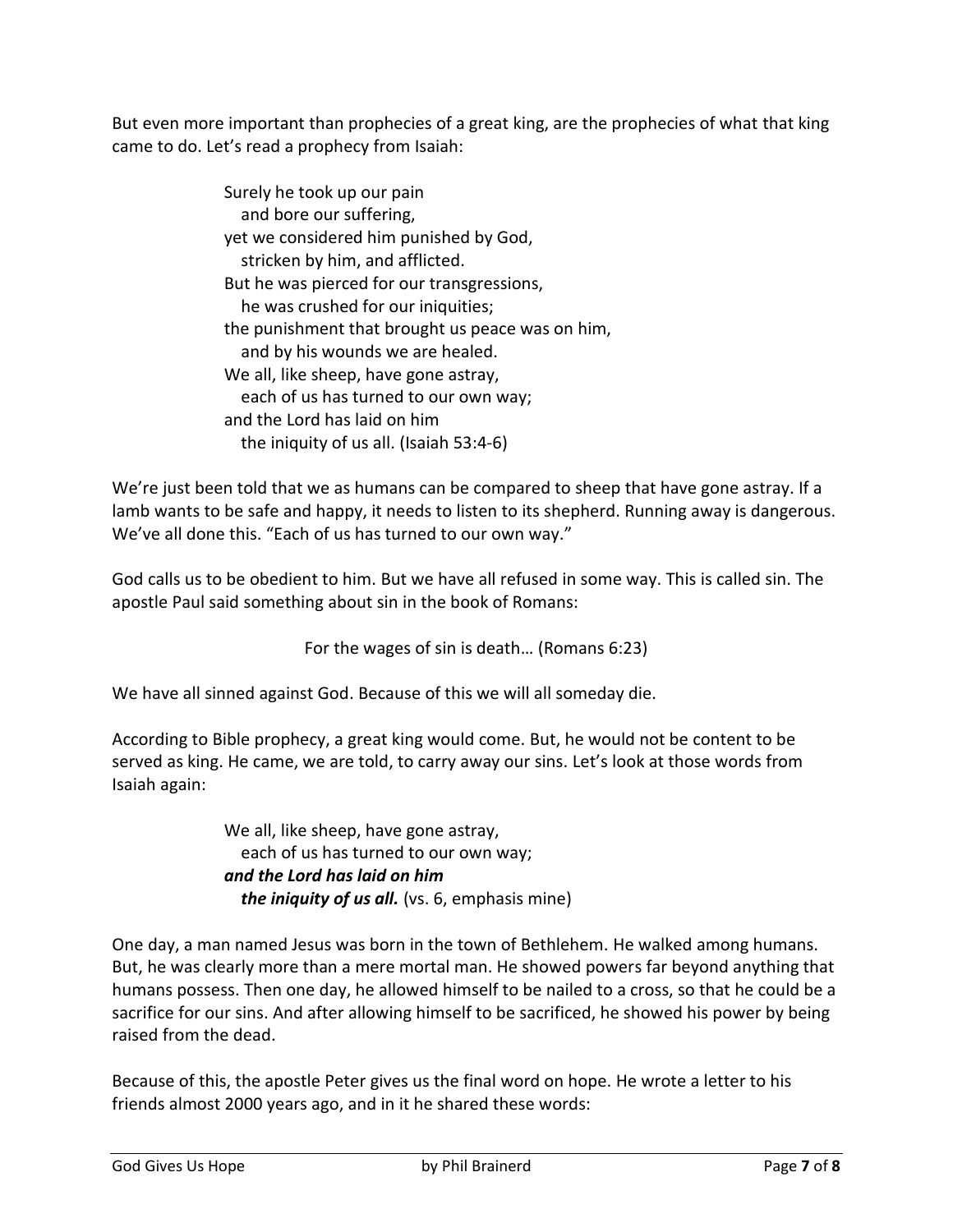But even more important than prophecies of a great king, are the prophecies of what that king came to do. Let's read a prophecy from Isaiah:

> Surely he took up our pain  
> and bore our suffering,  
> yet we considered him punished by God,  
> stricken by him, and afflicted.  
> But he was pierced for our transgressions,  
> he was crushed for our iniquities;  
> the punishment that brought us peace was on him,  
> and by his wounds we are healed.  
> We all, like sheep, have gone astray,  
> each of us has turned to our own way;  
> and the Lord has laid on him  
> the iniquity of us all. (Isaiah 53:4-6)

We're just been told that we as humans can be compared to sheep that have gone astray. If a lamb wants to be safe and happy, it needs to listen to its shepherd. Running away is dangerous. We've all done this. "Each of us has turned to our own way."

God calls us to be obedient to him. But we have all refused in some way. This is called sin. The apostle Paul said something about sin in the book of Romans:

> For the wages of sin is death… (Romans 6:23)

We have all sinned against God. Because of this we will all someday die.

According to Bible prophecy, a great king would come. But, he would not be content to be served as king. He came, we are told, to carry away our sins. Let's look at those words from Isaiah again:

> We all, like sheep, have gone astray,  
> each of us has turned to our own way;  
> ***and the Lord has laid on him***  
> ***the iniquity of us all.*** (vs. 6, emphasis mine)

One day, a man named Jesus was born in the town of Bethlehem. He walked among humans. But, he was clearly more than a mere mortal man. He showed powers far beyond anything that humans possess. Then one day, he allowed himself to be nailed to a cross, so that he could be a sacrifice for our sins. And after allowing himself to be sacrificed, he showed his power by being raised from the dead.

Because of this, the apostle Peter gives us the final word on hope. He wrote a letter to his friends almost 2000 years ago, and in it he shared these words: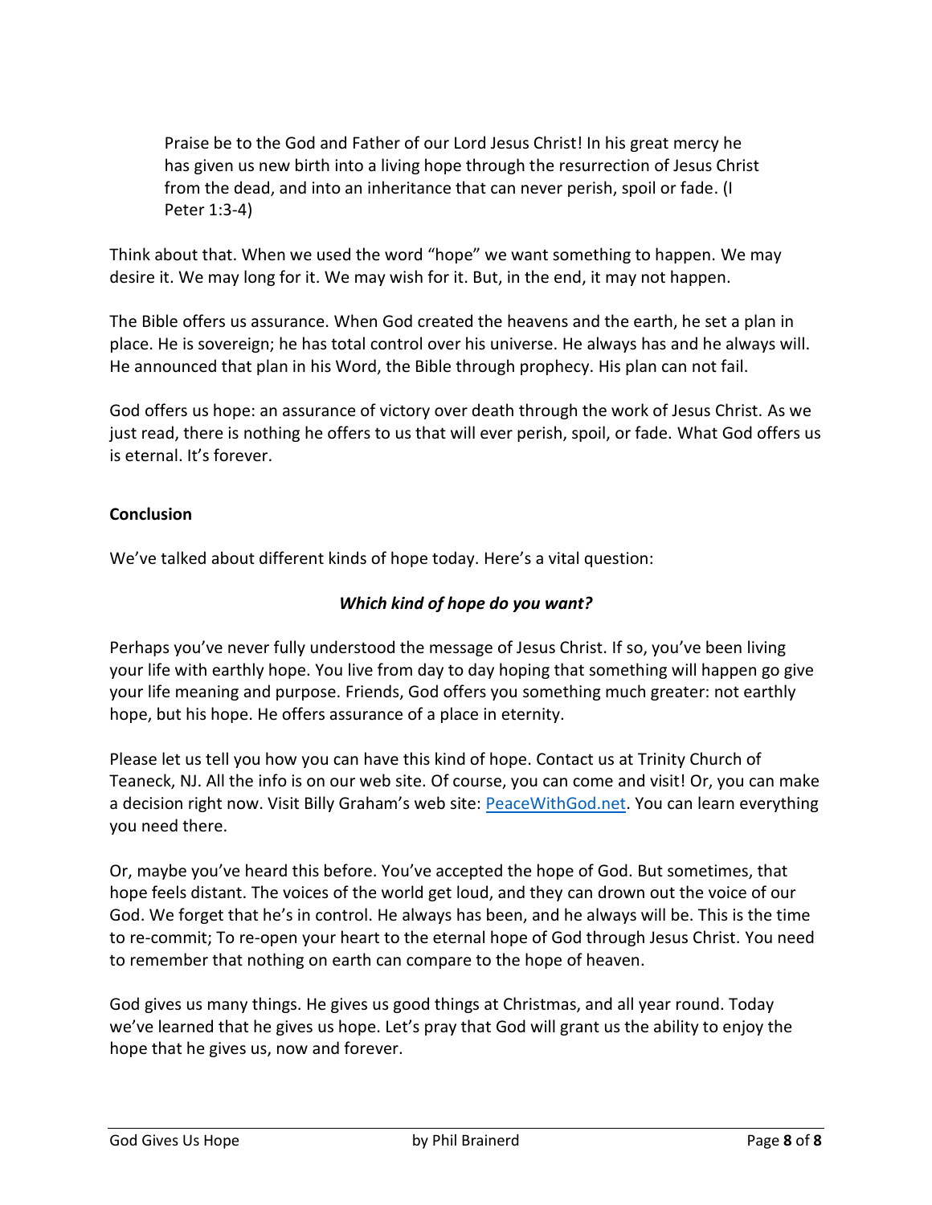> Praise be to the God and Father of our Lord Jesus Christ! In his great mercy he has given us new birth into a living hope through the resurrection of Jesus Christ from the dead, and into an inheritance that can never perish, spoil or fade. (I Peter 1:3-4)

Think about that. When we used the word "hope" we want something to happen. We may desire it. We may long for it. We may wish for it. But, in the end, it may not happen.

The Bible offers us assurance. When God created the heavens and the earth, he set a plan in place. He is sovereign; he has total control over his universe. He always has and he always will. He announced that plan in his Word, the Bible through prophecy. His plan can not fail.

God offers us hope: an assurance of victory over death through the work of Jesus Christ. As we just read, there is nothing he offers to us that will ever perish, spoil, or fade. What God offers us is eternal. It's forever.

**Conclusion**

We've talked about different kinds of hope today. Here's a vital question:

***Which kind of hope do you want?***

Perhaps you've never fully understood the message of Jesus Christ. If so, you've been living your life with earthly hope. You live from day to day hoping that something will happen go give your life meaning and purpose. Friends, God offers you something much greater: not earthly hope, but his hope. He offers assurance of a place in eternity.

Please let us tell you how you can have this kind of hope. Contact us at Trinity Church of Teaneck, NJ. All the info is on our web site. Of course, you can come and visit! Or, you can make a decision right now. Visit Billy Graham's web site: [PeaceWithGod.net](PeaceWithGod.net). You can learn everything you need there.

Or, maybe you've heard this before. You've accepted the hope of God. But sometimes, that hope feels distant. The voices of the world get loud, and they can drown out the voice of our God. We forget that he's in control. He always has been, and he always will be. This is the time to re-commit; To re-open your heart to the eternal hope of God through Jesus Christ. You need to remember that nothing on earth can compare to the hope of heaven.

God gives us many things. He gives us good things at Christmas, and all year round. Today we've learned that he gives us hope. Let's pray that God will grant us the ability to enjoy the hope that he gives us, now and forever.